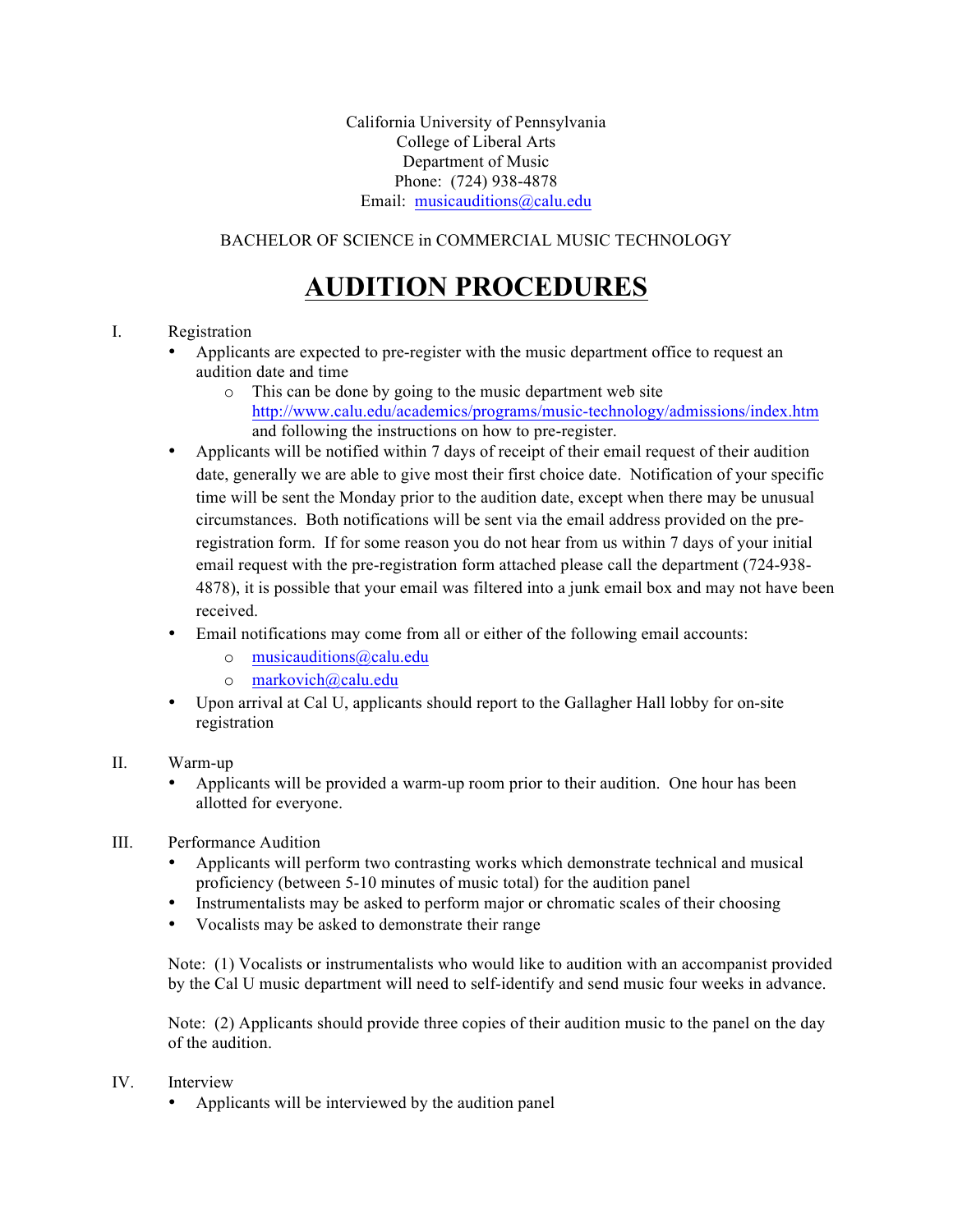California University of Pennsylvania
College of Liberal Arts
Department of Music
Phone: (724) 938-4878
Email: musicauditions@calu.edu

BACHELOR OF SCIENCE in COMMERCIAL MUSIC TECHNOLOGY

# AUDITION PROCEDURES

I. Registration

- Applicants are expected to pre-register with the music department office to request an audition date and time
  - This can be done by going to the music department web site http://www.calu.edu/academics/programs/music-technology/admissions/index.htm and following the instructions on how to pre-register.
- Applicants will be notified within 7 days of receipt of their email request of their audition date, generally we are able to give most their first choice date. Notification of your specific time will be sent the Monday prior to the audition date, except when there may be unusual circumstances. Both notifications will be sent via the email address provided on the pre-registration form. If for some reason you do not hear from us within 7 days of your initial email request with the pre-registration form attached please call the department (724-938-4878), it is possible that your email was filtered into a junk email box and may not have been received.
- Email notifications may come from all or either of the following email accounts:
  - musicauditions@calu.edu
  - markovich@calu.edu
- Upon arrival at Cal U, applicants should report to the Gallagher Hall lobby for on-site registration

II. Warm-up

- Applicants will be provided a warm-up room prior to their audition. One hour has been allotted for everyone.

III. Performance Audition

- Applicants will perform two contrasting works which demonstrate technical and musical proficiency (between 5-10 minutes of music total) for the audition panel
- Instrumentalists may be asked to perform major or chromatic scales of their choosing
- Vocalists may be asked to demonstrate their range

Note: (1) Vocalists or instrumentalists who would like to audition with an accompanist provided by the Cal U music department will need to self-identify and send music four weeks in advance.

Note: (2) Applicants should provide three copies of their audition music to the panel on the day of the audition.

IV. Interview

- Applicants will be interviewed by the audition panel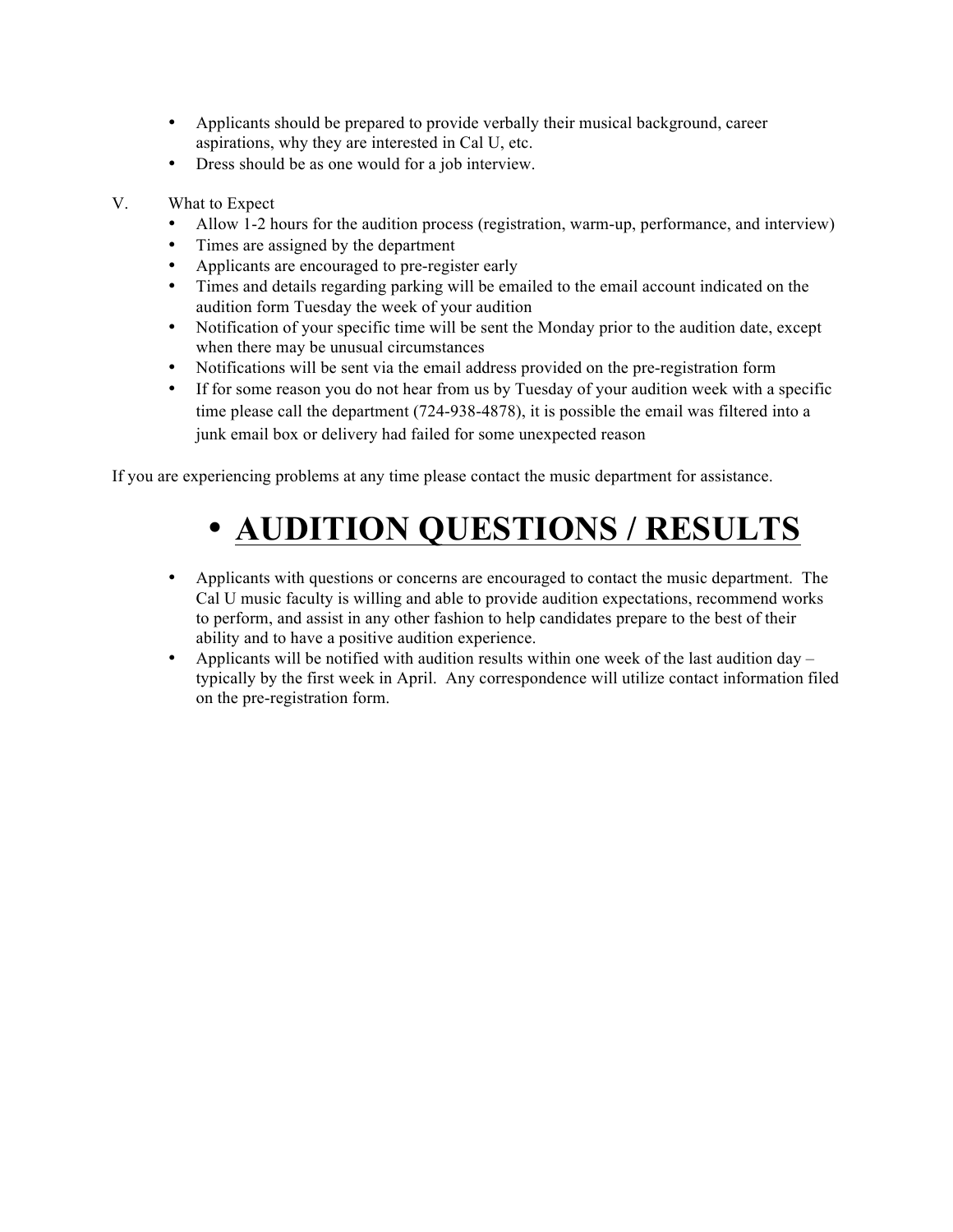- Applicants should be prepared to provide verbally their musical background, career aspirations, why they are interested in Cal U, etc.
- Dress should be as one would for a job interview.

V. What to Expect

- Allow 1-2 hours for the audition process (registration, warm-up, performance, and interview)
- Times are assigned by the department
- Applicants are encouraged to pre-register early
- Times and details regarding parking will be emailed to the email account indicated on the audition form Tuesday the week of your audition
- Notification of your specific time will be sent the Monday prior to the audition date, except when there may be unusual circumstances
- Notifications will be sent via the email address provided on the pre-registration form
- If for some reason you do not hear from us by Tuesday of your audition week with a specific time please call the department (724-938-4878), it is possible the email was filtered into a junk email box or delivery had failed for some unexpected reason

If you are experiencing problems at any time please contact the music department for assistance.

# • <u>AUDITION QUESTIONS / RESULTS</u>

- Applicants with questions or concerns are encouraged to contact the music department. The Cal U music faculty is willing and able to provide audition expectations, recommend works to perform, and assist in any other fashion to help candidates prepare to the best of their ability and to have a positive audition experience.
- Applicants will be notified with audition results within one week of the last audition day – typically by the first week in April. Any correspondence will utilize contact information filed on the pre-registration form.